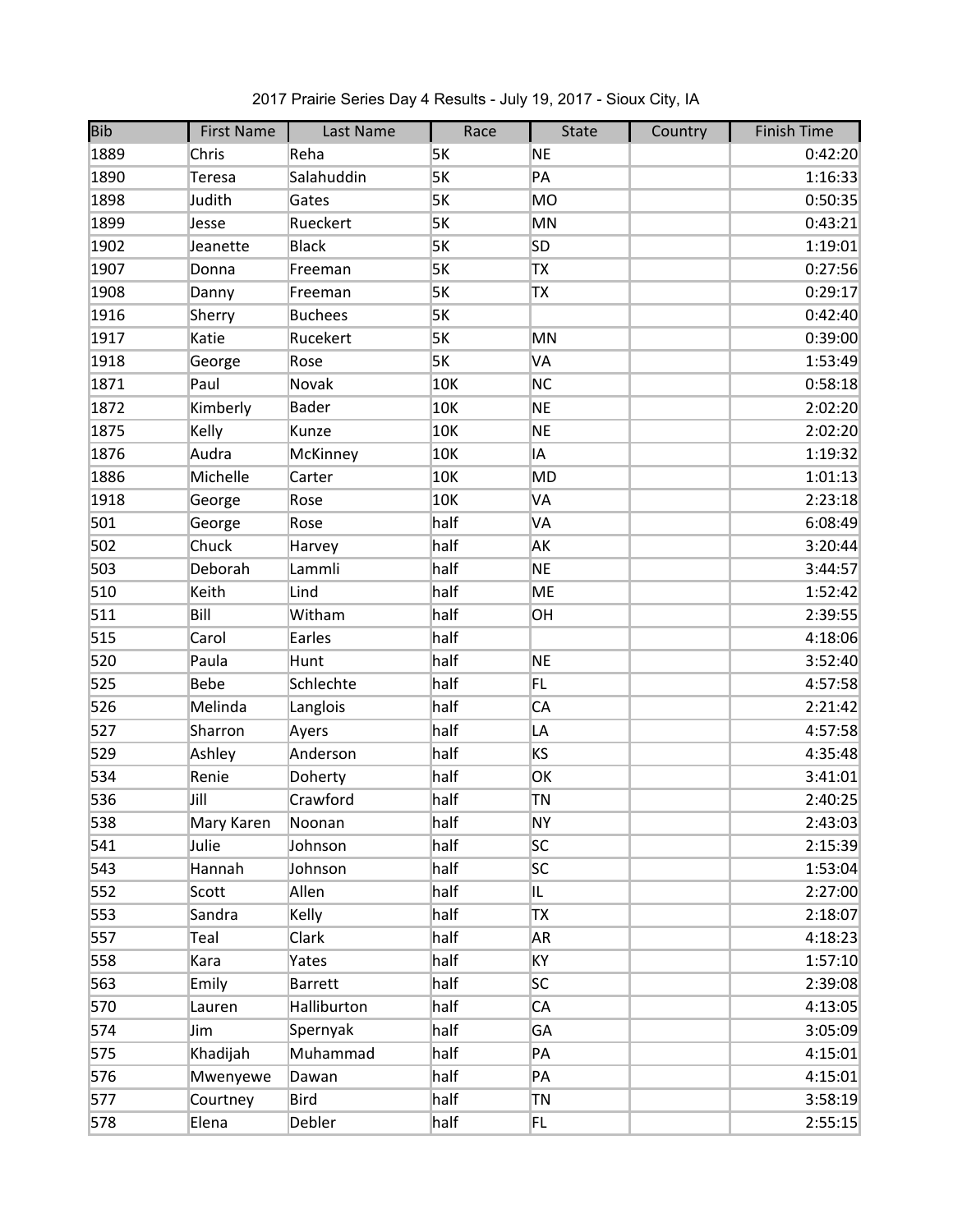2017 Prairie Series Day 4 Results - July 19, 2017 - Sioux City, IA

| Bib | First Name | Last Name | Race | State | Country | Finish Time |
|---|---|---|---|---|---|---|
| 1889 | Chris | Reha | 5K | NE | | 0:42:20 |
| 1890 | Teresa | Salahuddin | 5K | PA | | 1:16:33 |
| 1898 | Judith | Gates | 5K | MO | | 0:50:35 |
| 1899 | Jesse | Rueckert | 5K | MN | | 0:43:21 |
| 1902 | Jeanette | Black | 5K | SD | | 1:19:01 |
| 1907 | Donna | Freeman | 5K | TX | | 0:27:56 |
| 1908 | Danny | Freeman | 5K | TX | | 0:29:17 |
| 1916 | Sherry | Buchees | 5K | | | 0:42:40 |
| 1917 | Katie | Rucekert | 5K | MN | | 0:39:00 |
| 1918 | George | Rose | 5K | VA | | 1:53:49 |
| 1871 | Paul | Novak | 10K | NC | | 0:58:18 |
| 1872 | Kimberly | Bader | 10K | NE | | 2:02:20 |
| 1875 | Kelly | Kunze | 10K | NE | | 2:02:20 |
| 1876 | Audra | McKinney | 10K | IA | | 1:19:32 |
| 1886 | Michelle | Carter | 10K | MD | | 1:01:13 |
| 1918 | George | Rose | 10K | VA | | 2:23:18 |
| 501 | George | Rose | half | VA | | 6:08:49 |
| 502 | Chuck | Harvey | half | AK | | 3:20:44 |
| 503 | Deborah | Lammli | half | NE | | 3:44:57 |
| 510 | Keith | Lind | half | ME | | 1:52:42 |
| 511 | Bill | Witham | half | OH | | 2:39:55 |
| 515 | Carol | Earles | half | | | 4:18:06 |
| 520 | Paula | Hunt | half | NE | | 3:52:40 |
| 525 | Bebe | Schlechte | half | FL | | 4:57:58 |
| 526 | Melinda | Langlois | half | CA | | 2:21:42 |
| 527 | Sharron | Ayers | half | LA | | 4:57:58 |
| 529 | Ashley | Anderson | half | KS | | 4:35:48 |
| 534 | Renie | Doherty | half | OK | | 3:41:01 |
| 536 | Jill | Crawford | half | TN | | 2:40:25 |
| 538 | Mary Karen | Noonan | half | NY | | 2:43:03 |
| 541 | Julie | Johnson | half | SC | | 2:15:39 |
| 543 | Hannah | Johnson | half | SC | | 1:53:04 |
| 552 | Scott | Allen | half | IL | | 2:27:00 |
| 553 | Sandra | Kelly | half | TX | | 2:18:07 |
| 557 | Teal | Clark | half | AR | | 4:18:23 |
| 558 | Kara | Yates | half | KY | | 1:57:10 |
| 563 | Emily | Barrett | half | SC | | 2:39:08 |
| 570 | Lauren | Halliburton | half | CA | | 4:13:05 |
| 574 | Jim | Spernyak | half | GA | | 3:05:09 |
| 575 | Khadijah | Muhammad | half | PA | | 4:15:01 |
| 576 | Mwenyewe | Dawan | half | PA | | 4:15:01 |
| 577 | Courtney | Bird | half | TN | | 3:58:19 |
| 578 | Elena | Debler | half | FL | | 2:55:15 |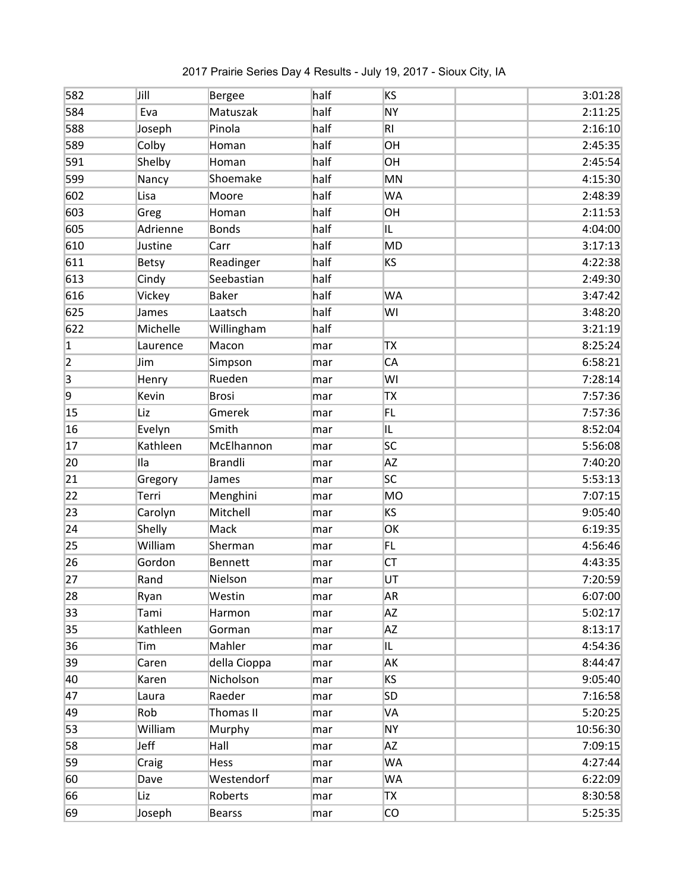2017 Prairie Series Day 4 Results - July 19, 2017 - Sioux City, IA

| | | | | | | |
|---|---|---|---|---|---|---|
| 582 | Jill | Bergee | half | KS | | 3:01:28 |
| 584 | Eva | Matuszak | half | NY | | 2:11:25 |
| 588 | Joseph | Pinola | half | RI | | 2:16:10 |
| 589 | Colby | Homan | half | OH | | 2:45:35 |
| 591 | Shelby | Homan | half | OH | | 2:45:54 |
| 599 | Nancy | Shoemake | half | MN | | 4:15:30 |
| 602 | Lisa | Moore | half | WA | | 2:48:39 |
| 603 | Greg | Homan | half | OH | | 2:11:53 |
| 605 | Adrienne | Bonds | half | IL | | 4:04:00 |
| 610 | Justine | Carr | half | MD | | 3:17:13 |
| 611 | Betsy | Readinger | half | KS | | 4:22:38 |
| 613 | Cindy | Seebastian | half | | | 2:49:30 |
| 616 | Vickey | Baker | half | WA | | 3:47:42 |
| 625 | James | Laatsch | half | WI | | 3:48:20 |
| 622 | Michelle | Willingham | half | | | 3:21:19 |
| 1 | Laurence | Macon | mar | TX | | 8:25:24 |
| 2 | Jim | Simpson | mar | CA | | 6:58:21 |
| 3 | Henry | Rueden | mar | WI | | 7:28:14 |
| 9 | Kevin | Brosi | mar | TX | | 7:57:36 |
| 15 | Liz | Gmerek | mar | FL | | 7:57:36 |
| 16 | Evelyn | Smith | mar | IL | | 8:52:04 |
| 17 | Kathleen | McElhannon | mar | SC | | 5:56:08 |
| 20 | Ila | Brandli | mar | AZ | | 7:40:20 |
| 21 | Gregory | James | mar | SC | | 5:53:13 |
| 22 | Terri | Menghini | mar | MO | | 7:07:15 |
| 23 | Carolyn | Mitchell | mar | KS | | 9:05:40 |
| 24 | Shelly | Mack | mar | OK | | 6:19:35 |
| 25 | William | Sherman | mar | FL | | 4:56:46 |
| 26 | Gordon | Bennett | mar | CT | | 4:43:35 |
| 27 | Rand | Nielson | mar | UT | | 7:20:59 |
| 28 | Ryan | Westin | mar | AR | | 6:07:00 |
| 33 | Tami | Harmon | mar | AZ | | 5:02:17 |
| 35 | Kathleen | Gorman | mar | AZ | | 8:13:17 |
| 36 | Tim | Mahler | mar | IL | | 4:54:36 |
| 39 | Caren | della Cioppa | mar | AK | | 8:44:47 |
| 40 | Karen | Nicholson | mar | KS | | 9:05:40 |
| 47 | Laura | Raeder | mar | SD | | 7:16:58 |
| 49 | Rob | Thomas II | mar | VA | | 5:20:25 |
| 53 | William | Murphy | mar | NY | | 10:56:30 |
| 58 | Jeff | Hall | mar | AZ | | 7:09:15 |
| 59 | Craig | Hess | mar | WA | | 4:27:44 |
| 60 | Dave | Westendorf | mar | WA | | 6:22:09 |
| 66 | Liz | Roberts | mar | TX | | 8:30:58 |
| 69 | Joseph | Bearss | mar | CO | | 5:25:35 |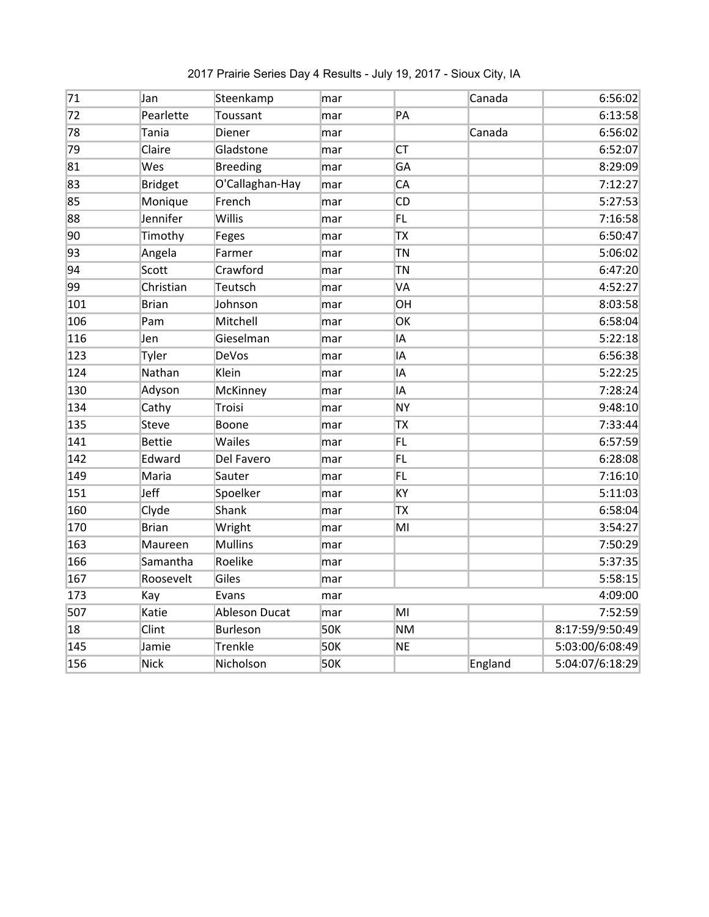2017 Prairie Series Day 4 Results - July 19, 2017 - Sioux City, IA

| | | | | | | |
|---|---|---|---|---|---|---|
| 71 | Jan | Steenkamp | mar | | Canada | 6:56:02 |
| 72 | Pearlette | Toussant | mar | PA | | 6:13:58 |
| 78 | Tania | Diener | mar | | Canada | 6:56:02 |
| 79 | Claire | Gladstone | mar | CT | | 6:52:07 |
| 81 | Wes | Breeding | mar | GA | | 8:29:09 |
| 83 | Bridget | O'Callaghan-Hay | mar | CA | | 7:12:27 |
| 85 | Monique | French | mar | CD | | 5:27:53 |
| 88 | Jennifer | Willis | mar | FL | | 7:16:58 |
| 90 | Timothy | Feges | mar | TX | | 6:50:47 |
| 93 | Angela | Farmer | mar | TN | | 5:06:02 |
| 94 | Scott | Crawford | mar | TN | | 6:47:20 |
| 99 | Christian | Teutsch | mar | VA | | 4:52:27 |
| 101 | Brian | Johnson | mar | OH | | 8:03:58 |
| 106 | Pam | Mitchell | mar | OK | | 6:58:04 |
| 116 | Jen | Gieselman | mar | IA | | 5:22:18 |
| 123 | Tyler | DeVos | mar | IA | | 6:56:38 |
| 124 | Nathan | Klein | mar | IA | | 5:22:25 |
| 130 | Adyson | McKinney | mar | IA | | 7:28:24 |
| 134 | Cathy | Troisi | mar | NY | | 9:48:10 |
| 135 | Steve | Boone | mar | TX | | 7:33:44 |
| 141 | Bettie | Wailes | mar | FL | | 6:57:59 |
| 142 | Edward | Del Favero | mar | FL | | 6:28:08 |
| 149 | Maria | Sauter | mar | FL | | 7:16:10 |
| 151 | Jeff | Spoelker | mar | KY | | 5:11:03 |
| 160 | Clyde | Shank | mar | TX | | 6:58:04 |
| 170 | Brian | Wright | mar | MI | | 3:54:27 |
| 163 | Maureen | Mullins | mar | | | 7:50:29 |
| 166 | Samantha | Roelike | mar | | | 5:37:35 |
| 167 | Roosevelt | Giles | mar | | | 5:58:15 |
| 173 | Kay | Evans | mar | | | 4:09:00 |
| 507 | Katie | Ableson Ducat | mar | MI | | 7:52:59 |
| 18 | Clint | Burleson | 50K | NM | | 8:17:59/9:50:49 |
| 145 | Jamie | Trenkle | 50K | NE | | 5:03:00/6:08:49 |
| 156 | Nick | Nicholson | 50K | | England | 5:04:07/6:18:29 |